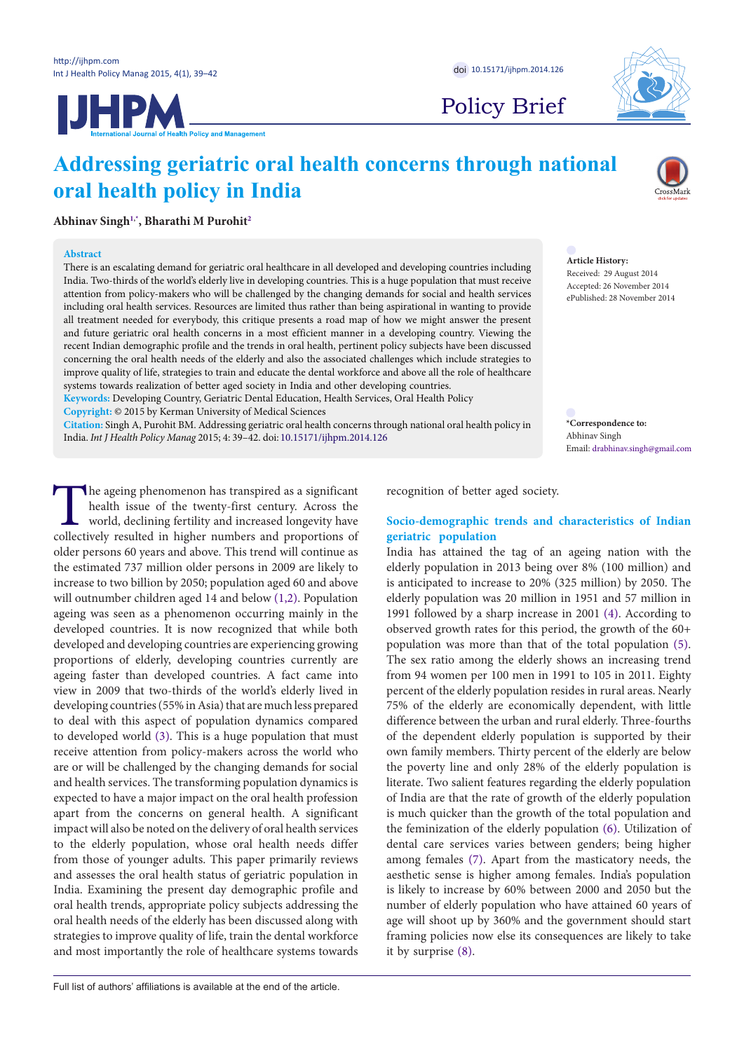Policy Brief

# Addressing geriatric oral health concerns through national oral health policy in India

**Abhinav Singh[1,*], Bharathi M Purohit[2]**

**Abstract**

There is an escalating demand for geriatric oral healthcare in all developed and developing countries including India. Two-thirds of the world's elderly live in developing countries. This is a huge population that must receive attention from policy-makers who will be challenged by the changing demands for social and health services including oral health services. Resources are limited thus rather than being aspirational in wanting to provide all treatment needed for everybody, this critique presents a road map of how we might answer the present and future geriatric oral health concerns in a most efficient manner in a developing country. Viewing the recent Indian demographic profile and the trends in oral health, pertinent policy subjects have been discussed concerning the oral health needs of the elderly and also the associated challenges which include strategies to improve quality of life, strategies to train and educate the dental workforce and above all the role of healthcare systems towards realization of better aged society in India and other developing countries.

**Keywords:** Developing Country, Geriatric Dental Education, Health Services, Oral Health Policy

**Copyright:** © 2015 by Kerman University of Medical Sciences

**Citation:** Singh A, Purohit BM. Addressing geriatric oral health concerns through national oral health policy in India. *Int J Health Policy Manag* 2015; 4: 39–42. doi: 10.15171/ijhpm.2014.126

**Article History:**
Received: 29 August 2014
Accepted: 26 November 2014
ePublished: 28 November 2014

***Correspondence to:**
Abhinav Singh
Email: drabhinav.singh@gmail.com

The ageing phenomenon has transpired as a significant health issue of the twenty-first century. Across the world, declining fertility and increased longevity have collectively resulted in higher numbers and proportions of older persons 60 years and above. This trend will continue as the estimated 737 million older persons in 2009 are likely to increase to two billion by 2050; population aged 60 and above will outnumber children aged 14 and below (1,2). Population ageing was seen as a phenomenon occurring mainly in the developed countries. It is now recognized that while both developed and developing countries are experiencing growing proportions of elderly, developing countries currently are ageing faster than developed countries. A fact came into view in 2009 that two-thirds of the world's elderly lived in developing countries (55% in Asia) that are much less prepared to deal with this aspect of population dynamics compared to developed world (3). This is a huge population that must receive attention from policy-makers across the world who are or will be challenged by the changing demands for social and health services. The transforming population dynamics is expected to have a major impact on the oral health profession apart from the concerns on general health. A significant impact will also be noted on the delivery of oral health services to the elderly population, whose oral health needs differ from those of younger adults. This paper primarily reviews and assesses the oral health status of geriatric population in India. Examining the present day demographic profile and oral health trends, appropriate policy subjects addressing the oral health needs of the elderly has been discussed along with strategies to improve quality of life, train the dental workforce and most importantly the role of healthcare systems towards recognition of better aged society.

## Socio-demographic trends and characteristics of Indian geriatric population

India has attained the tag of an ageing nation with the elderly population in 2013 being over 8% (100 million) and is anticipated to increase to 20% (325 million) by 2050. The elderly population was 20 million in 1951 and 57 million in 1991 followed by a sharp increase in 2001 (4). According to observed growth rates for this period, the growth of the 60+ population was more than that of the total population (5). The sex ratio among the elderly shows an increasing trend from 94 women per 100 men in 1991 to 105 in 2011. Eighty percent of the elderly population resides in rural areas. Nearly 75% of the elderly are economically dependent, with little difference between the urban and rural elderly. Three-fourths of the dependent elderly population is supported by their own family members. Thirty percent of the elderly are below the poverty line and only 28% of the elderly population is literate. Two salient features regarding the elderly population of India are that the rate of growth of the elderly population is much quicker than the growth of the total population and the feminization of the elderly population (6). Utilization of dental care services varies between genders; being higher among females (7). Apart from the masticatory needs, the aesthetic sense is higher among females. India's population is likely to increase by 60% between 2000 and 2050 but the number of elderly population who have attained 60 years of age will shoot up by 360% and the government should start framing policies now else its consequences are likely to take it by surprise (8).

Full list of authors' affiliations is available at the end of the article.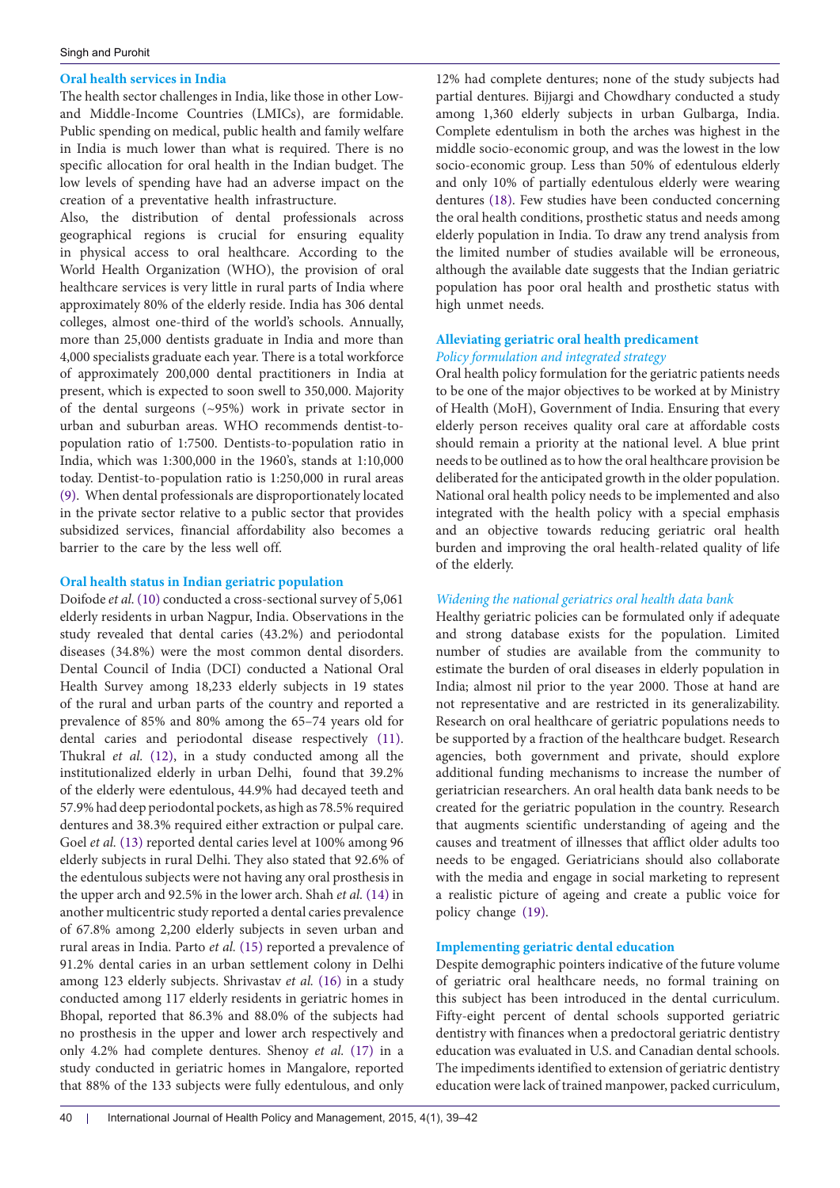## Oral health services in India

The health sector challenges in India, like those in other Low- and Middle-Income Countries (LMICs), are formidable. Public spending on medical, public health and family welfare in India is much lower than what is required. There is no specific allocation for oral health in the Indian budget. The low levels of spending have had an adverse impact on the creation of a preventative health infrastructure.

Also, the distribution of dental professionals across geographical regions is crucial for ensuring equality in physical access to oral healthcare. According to the World Health Organization (WHO), the provision of oral healthcare services is very little in rural parts of India where approximately 80% of the elderly reside. India has 306 dental colleges, almost one-third of the world's schools. Annually, more than 25,000 dentists graduate in India and more than 4,000 specialists graduate each year. There is a total workforce of approximately 200,000 dental practitioners in India at present, which is expected to soon swell to 350,000. Majority of the dental surgeons (~95%) work in private sector in urban and suburban areas. WHO recommends dentist-to-population ratio of 1:7500. Dentists-to-population ratio in India, which was 1:300,000 in the 1960's, stands at 1:10,000 today. Dentist-to-population ratio is 1:250,000 in rural areas (9). When dental professionals are disproportionately located in the private sector relative to a public sector that provides subsidized services, financial affordability also becomes a barrier to the care by the less well off.

## Oral health status in Indian geriatric population

Doifode *et al.* (10) conducted a cross-sectional survey of 5,061 elderly residents in urban Nagpur, India. Observations in the study revealed that dental caries (43.2%) and periodontal diseases (34.8%) were the most common dental disorders. Dental Council of India (DCI) conducted a National Oral Health Survey among 18,233 elderly subjects in 19 states of the rural and urban parts of the country and reported a prevalence of 85% and 80% among the 65–74 years old for dental caries and periodontal disease respectively (11). Thukral *et al.* (12), in a study conducted among all the institutionalized elderly in urban Delhi, found that 39.2% of the elderly were edentulous, 44.9% had decayed teeth and 57.9% had deep periodontal pockets, as high as 78.5% required dentures and 38.3% required either extraction or pulpal care. Goel *et al.* (13) reported dental caries level at 100% among 96 elderly subjects in rural Delhi. They also stated that 92.6% of the edentulous subjects were not having any oral prosthesis in the upper arch and 92.5% in the lower arch. Shah *et al.* (14) in another multicentric study reported a dental caries prevalence of 67.8% among 2,200 elderly subjects in seven urban and rural areas in India. Parto *et al.* (15) reported a prevalence of 91.2% dental caries in an urban settlement colony in Delhi among 123 elderly subjects. Shrivastav *et al.* (16) in a study conducted among 117 elderly residents in geriatric homes in Bhopal, reported that 86.3% and 88.0% of the subjects had no prosthesis in the upper and lower arch respectively and only 4.2% had complete dentures. Shenoy *et al.* (17) in a study conducted in geriatric homes in Mangalore, reported that 88% of the 133 subjects were fully edentulous, and only 12% had complete dentures; none of the study subjects had partial dentures. Bijjargi and Chowdhary conducted a study among 1,360 elderly subjects in urban Gulbarga, India. Complete edentulism in both the arches was highest in the middle socio-economic group, and was the lowest in the low socio-economic group. Less than 50% of edentulous elderly and only 10% of partially edentulous elderly were wearing dentures (18). Few studies have been conducted concerning the oral health conditions, prosthetic status and needs among elderly population in India. To draw any trend analysis from the limited number of studies available will be erroneous, although the available date suggests that the Indian geriatric population has poor oral health and prosthetic status with high unmet needs.

## Alleviating geriatric oral health predicament

### *Policy formulation and integrated strategy*

Oral health policy formulation for the geriatric patients needs to be one of the major objectives to be worked at by Ministry of Health (MoH), Government of India. Ensuring that every elderly person receives quality oral care at affordable costs should remain a priority at the national level. A blue print needs to be outlined as to how the oral healthcare provision be deliberated for the anticipated growth in the older population. National oral health policy needs to be implemented and also integrated with the health policy with a special emphasis and an objective towards reducing geriatric oral health burden and improving the oral health-related quality of life of the elderly.

### *Widening the national geriatrics oral health data bank*

Healthy geriatric policies can be formulated only if adequate and strong database exists for the population. Limited number of studies are available from the community to estimate the burden of oral diseases in elderly population in India; almost nil prior to the year 2000. Those at hand are not representative and are restricted in its generalizability. Research on oral healthcare of geriatric populations needs to be supported by a fraction of the healthcare budget. Research agencies, both government and private, should explore additional funding mechanisms to increase the number of geriatrician researchers. An oral health data bank needs to be created for the geriatric population in the country. Research that augments scientific understanding of ageing and the causes and treatment of illnesses that afflict older adults too needs to be engaged. Geriatricians should also collaborate with the media and engage in social marketing to represent a realistic picture of ageing and create a public voice for policy change (19).

## Implementing geriatric dental education

Despite demographic pointers indicative of the future volume of geriatric oral healthcare needs, no formal training on this subject has been introduced in the dental curriculum. Fifty-eight percent of dental schools supported geriatric dentistry with finances when a predoctoral geriatric dentistry education was evaluated in U.S. and Canadian dental schools. The impediments identified to extension of geriatric dentistry education were lack of trained manpower, packed curriculum,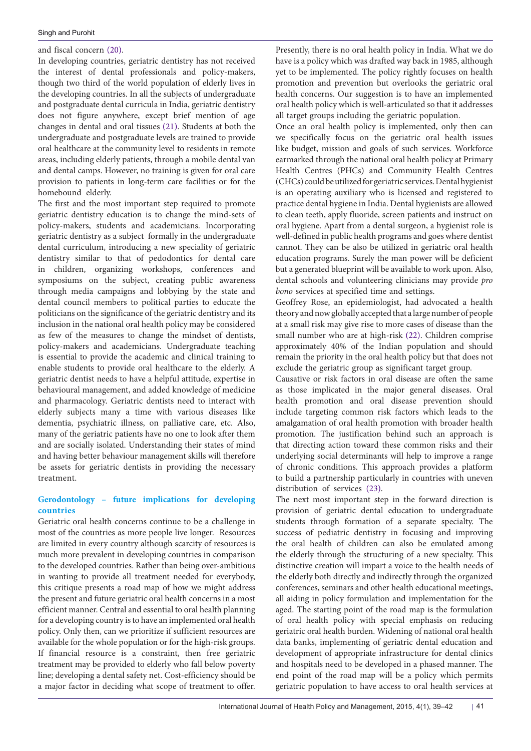and fiscal concern (20).

In developing countries, geriatric dentistry has not received the interest of dental professionals and policy-makers, though two third of the world population of elderly lives in the developing countries. In all the subjects of undergraduate and postgraduate dental curricula in India, geriatric dentistry does not figure anywhere, except brief mention of age changes in dental and oral tissues (21). Students at both the undergraduate and postgraduate levels are trained to provide oral healthcare at the community level to residents in remote areas, including elderly patients, through a mobile dental van and dental camps. However, no training is given for oral care provision to patients in long-term care facilities or for the homebound elderly.

The first and the most important step required to promote geriatric dentistry education is to change the mind-sets of policy-makers, students and academicians. Incorporating geriatric dentistry as a subject formally in the undergraduate dental curriculum, introducing a new speciality of geriatric dentistry similar to that of pedodontics for dental care in children, organizing workshops, conferences and symposiums on the subject, creating public awareness through media campaigns and lobbying by the state and dental council members to political parties to educate the politicians on the significance of the geriatric dentistry and its inclusion in the national oral health policy may be considered as few of the measures to change the mindset of dentists, policy-makers and academicians. Undergraduate teaching is essential to provide the academic and clinical training to enable students to provide oral healthcare to the elderly. A geriatric dentist needs to have a helpful attitude, expertise in behavioural management, and added knowledge of medicine and pharmacology. Geriatric dentists need to interact with elderly subjects many a time with various diseases like dementia, psychiatric illness, on palliative care, etc. Also, many of the geriatric patients have no one to look after them and are socially isolated. Understanding their states of mind and having better behaviour management skills will therefore be assets for geriatric dentists in providing the necessary treatment.

## Gerodontology – future implications for developing countries

Geriatric oral health concerns continue to be a challenge in most of the countries as more people live longer. Resources are limited in every country although scarcity of resources is much more prevalent in developing countries in comparison to the developed countries. Rather than being over-ambitious in wanting to provide all treatment needed for everybody, this critique presents a road map of how we might address the present and future geriatric oral health concerns in a most efficient manner. Central and essential to oral health planning for a developing country is to have an implemented oral health policy. Only then, can we prioritize if sufficient resources are available for the whole population or for the high-risk groups. If financial resource is a constraint, then free geriatric treatment may be provided to elderly who fall below poverty line; developing a dental safety net. Cost-efficiency should be a major factor in deciding what scope of treatment to offer. Presently, there is no oral health policy in India. What we do have is a policy which was drafted way back in 1985, although yet to be implemented. The policy rightly focuses on health promotion and prevention but overlooks the geriatric oral health concerns. Our suggestion is to have an implemented oral health policy which is well-articulated so that it addresses all target groups including the geriatric population.

Once an oral health policy is implemented, only then can we specifically focus on the geriatric oral health issues like budget, mission and goals of such services. Workforce earmarked through the national oral health policy at Primary Health Centres (PHCs) and Community Health Centres (CHCs) could be utilized for geriatric services. Dental hygienist is an operating auxiliary who is licensed and registered to practice dental hygiene in India. Dental hygienists are allowed to clean teeth, apply fluoride, screen patients and instruct on oral hygiene. Apart from a dental surgeon, a hygienist role is well-defined in public health programs and goes where dentist cannot. They can be also be utilized in geriatric oral health education programs. Surely the man power will be deficient but a generated blueprint will be available to work upon. Also, dental schools and volunteering clinicians may provide *pro bono* services at specified time and settings.

Geoffrey Rose, an epidemiologist, had advocated a health theory and now globally accepted that a large number of people at a small risk may give rise to more cases of disease than the small number who are at high-risk (22). Children comprise approximately 40% of the Indian population and should remain the priority in the oral health policy but that does not exclude the geriatric group as significant target group.

Causative or risk factors in oral disease are often the same as those implicated in the major general diseases. Oral health promotion and oral disease prevention should include targeting common risk factors which leads to the amalgamation of oral health promotion with broader health promotion. The justification behind such an approach is that directing action toward these common risks and their underlying social determinants will help to improve a range of chronic conditions. This approach provides a platform to build a partnership particularly in countries with uneven distribution of services (23).

The next most important step in the forward direction is provision of geriatric dental education to undergraduate students through formation of a separate specialty. The success of pediatric dentistry in focusing and improving the oral health of children can also be emulated among the elderly through the structuring of a new specialty. This distinctive creation will impart a voice to the health needs of the elderly both directly and indirectly through the organized conferences, seminars and other health educational meetings, all aiding in policy formulation and implementation for the aged. The starting point of the road map is the formulation of oral health policy with special emphasis on reducing geriatric oral health burden. Widening of national oral health data banks, implementing of geriatric dental education and development of appropriate infrastructure for dental clinics and hospitals need to be developed in a phased manner. The end point of the road map will be a policy which permits geriatric population to have access to oral health services at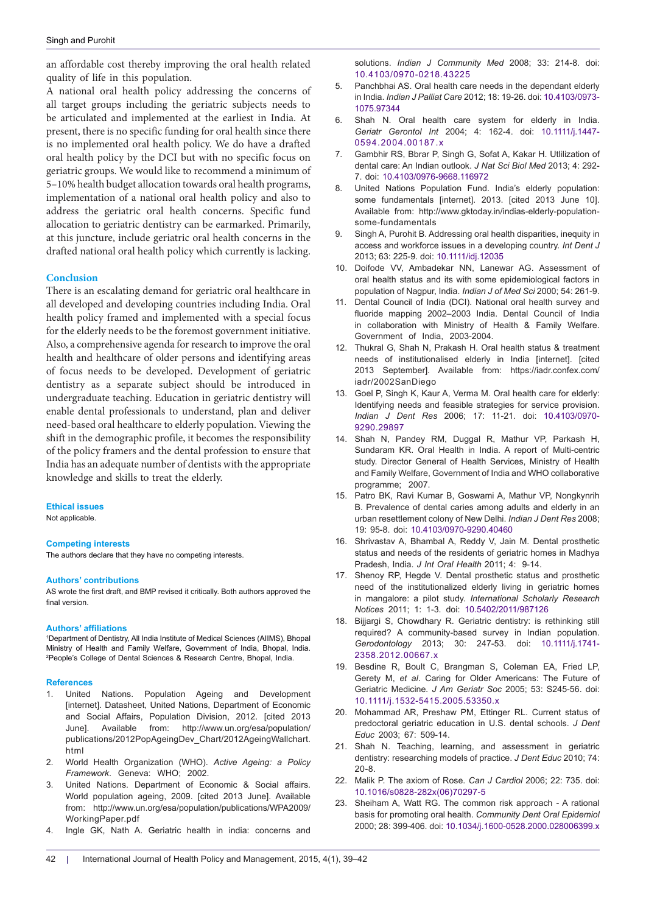an affordable cost thereby improving the oral health related quality of life in this population.

A national oral health policy addressing the concerns of all target groups including the geriatric subjects needs to be articulated and implemented at the earliest in India. At present, there is no specific funding for oral health since there is no implemented oral health policy. We do have a drafted oral health policy by the DCI but with no specific focus on geriatric groups. We would like to recommend a minimum of 5–10% health budget allocation towards oral health programs, implementation of a national oral health policy and also to address the geriatric oral health concerns. Specific fund allocation to geriatric dentistry can be earmarked. Primarily, at this juncture, include geriatric oral health concerns in the drafted national oral health policy which currently is lacking.

## Conclusion

There is an escalating demand for geriatric oral healthcare in all developed and developing countries including India. Oral health policy framed and implemented with a special focus for the elderly needs to be the foremost government initiative. Also, a comprehensive agenda for research to improve the oral health and healthcare of older persons and identifying areas of focus needs to be developed. Development of geriatric dentistry as a separate subject should be introduced in undergraduate teaching. Education in geriatric dentistry will enable dental professionals to understand, plan and deliver need-based oral healthcare to elderly population. Viewing the shift in the demographic profile, it becomes the responsibility of the policy framers and the dental profession to ensure that India has an adequate number of dentists with the appropriate knowledge and skills to treat the elderly.

### Ethical issues

Not applicable.

### Competing interests

The authors declare that they have no competing interests.

### Authors' contributions

AS wrote the first draft, and BMP revised it critically. Both authors approved the final version.

### Authors' affiliations

[1]Department of Dentistry, All India Institute of Medical Sciences (AIIMS), Bhopal Ministry of Health and Family Welfare, Government of India, Bhopal, India. [2]People's College of Dental Sciences & Research Centre, Bhopal, India.

### References

1. United Nations. Population Ageing and Development [internet]. Datasheet, United Nations, Department of Economic and Social Affairs, Population Division, 2012. [cited 2013 June]. Available from: http://www.un.org/esa/population/publications/2012PopAgeingDev_Chart/2012AgeingWallchart.html
2. World Health Organization (WHO). *Active Ageing: a Policy Framework*. Geneva: WHO; 2002.
3. United Nations. Department of Economic & Social affairs. World population ageing, 2009. [cited 2013 June]. Available from: http://www.un.org/esa/population/publications/WPA2009/WorkingPaper.pdf
4. Ingle GK, Nath A. Geriatric health in india: concerns and solutions. *Indian J Community Med* 2008; 33: 214-8. doi: 10.4103/0970-0218.43225
5. Panchbhai AS. Oral health care needs in the dependant elderly in India. *Indian J Palliat Care* 2012; 18: 19-26. doi: 10.4103/0973-1075.97344
6. Shah N. Oral health care system for elderly in India. *Geriatr Gerontol Int* 2004; 4: 162-4. doi: 10.1111/j.1447-0594.2004.00187.x
7. Gambhir RS, Bbrar P, Singh G, Sofat A, Kakar H. Utlilization of dental care: An Indian outlook. *J Nat Sci Biol Med* 2013; 4: 292-7. doi: 10.4103/0976-9668.116972
8. United Nations Population Fund. India's elderly population: some fundamentals [internet]. 2013. [cited 2013 June 10]. Available from: http://www.gktoday.in/indias-elderly-population-some-fundamentals
9. Singh A, Purohit B. Addressing oral health disparities, inequity in access and workforce issues in a developing country. *Int Dent J* 2013; 63: 225-9. doi: 10.1111/idj.12035
10. Doifode VV, Ambadekar NN, Lanewar AG. Assessment of oral health status and its with some epidemiological factors in population of Nagpur, India. *Indian J of Med Sci* 2000; 54: 261-9.
11. Dental Council of India (DCI). National oral health survey and fluoride mapping 2002–2003 India. Dental Council of India in collaboration with Ministry of Health & Family Welfare. Government of India, 2003-2004.
12. Thukral G, Shah N, Prakash H. Oral health status & treatment needs of institutionalised elderly in India [internet]. [cited 2013 September]. Available from: https://iadr.confex.com/iadr/2002SanDiego
13. Goel P, Singh K, Kaur A, Verma M. Oral health care for elderly: Identifying needs and feasible strategies for service provision. *Indian J Dent Res* 2006; 17: 11-21. doi: 10.4103/0970-9290.29897
14. Shah N, Pandey RM, Duggal R, Mathur VP, Parkash H, Sundaram KR. Oral Health in India. A report of Multi-centric study. Director General of Health Services, Ministry of Health and Family Welfare, Government of India and WHO collaborative programme; 2007.
15. Patro BK, Ravi Kumar B, Goswami A, Mathur VP, Nongkynrih B. Prevalence of dental caries among adults and elderly in an urban resettlement colony of New Delhi. *Indian J Dent Res* 2008; 19: 95-8. doi: 10.4103/0970-9290.40460
16. Shrivastav A, Bhambal A, Reddy V, Jain M. Dental prosthetic status and needs of the residents of geriatric homes in Madhya Pradesh, India. *J Int Oral Health* 2011; 4: 9-14.
17. Shenoy RP, Hegde V. Dental prosthetic status and prosthetic need of the institutionalized elderly living in geriatric homes in mangalore: a pilot study. *International Scholarly Research Notices* 2011; 1: 1-3. doi: 10.5402/2011/987126
18. Bijjargi S, Chowdhary R. Geriatric dentistry: is rethinking still required? A community-based survey in Indian population. *Gerodontology* 2013; 30: 247-53. doi: 10.1111/j.1741-2358.2012.00667.x
19. Besdine R, Boult C, Brangman S, Coleman EA, Fried LP, Gerety M, *et al*. Caring for Older Americans: The Future of Geriatric Medicine. *J Am Geriatr Soc* 2005; 53: S245-56. doi: 10.1111/j.1532-5415.2005.53350.x
20. Mohammad AR, Preshaw PM, Ettinger RL. Current status of predoctoral geriatric education in U.S. dental schools. *J Dent Educ* 2003; 67: 509-14.
21. Shah N. Teaching, learning, and assessment in geriatric dentistry: researching models of practice. *J Dent Educ* 2010; 74: 20-8.
22. Malik P. The axiom of Rose. *Can J Cardiol* 2006; 22: 735. doi: 10.1016/s0828-282x(06)70297-5
23. Sheiham A, Watt RG. The common risk approach - A rational basis for promoting oral health. *Community Dent Oral Epidemiol* 2000; 28: 399-406. doi: 10.1034/j.1600-0528.2000.028006399.x